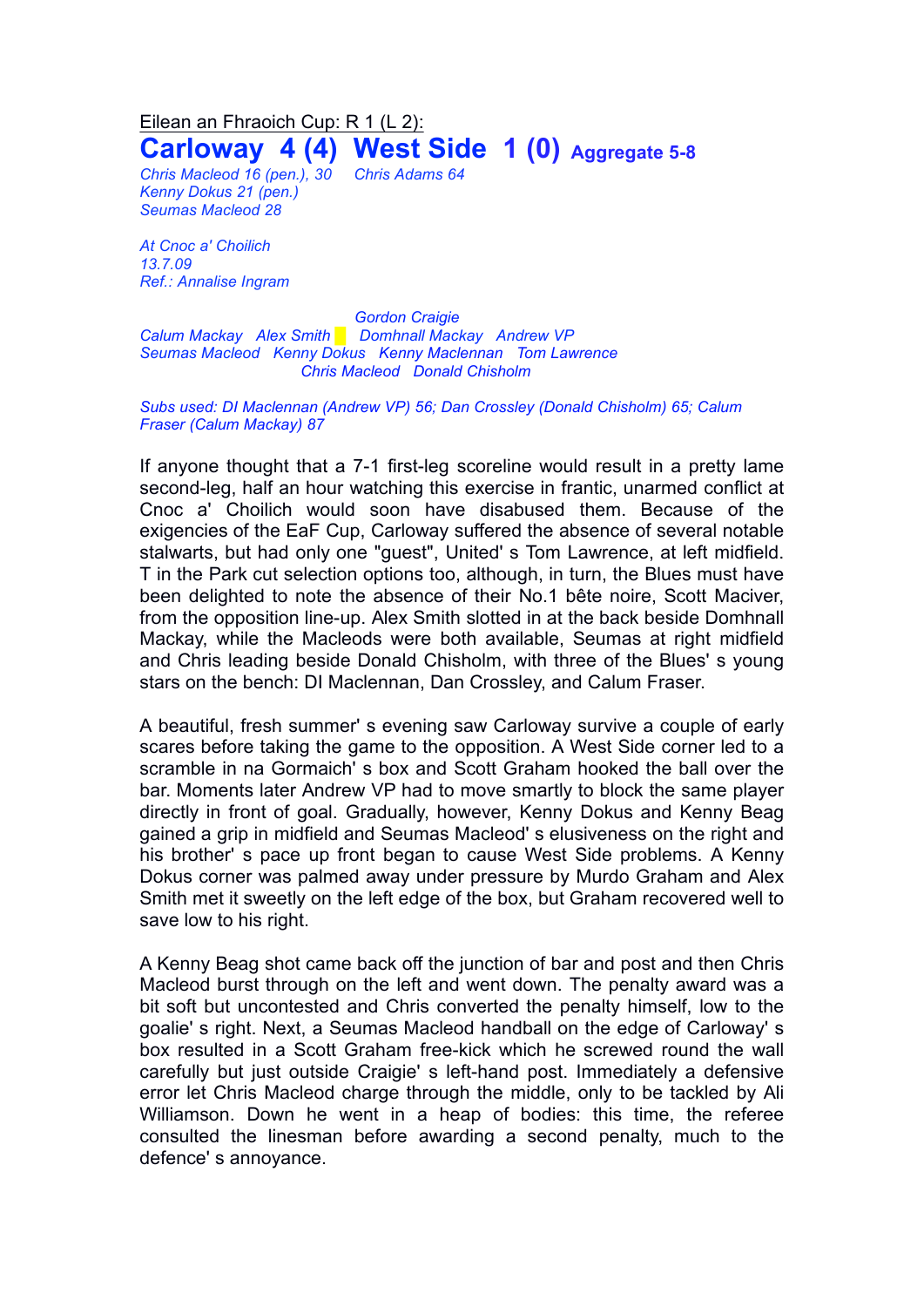Eilean an Fhraoich Cup: R 1 (L 2):

# Carloway 4 (4) West Side 1 (0) Aggregate 5-8

*Chris Macleod 16 (pen.), 30* *Chris Adams 64*
*Kenny Dokus 21 (pen.)*
*Seumas Macleod 28*

*At Cnoc a' Choilich*
*13.7.09*
*Ref.: Annalise Ingram*

*Gordon Craigie*
*Calum Mackay Alex Smith Domhnall Mackay Andrew VP*
*Seumas Macleod Kenny Dokus Kenny Maclennan Tom Lawrence*
*Chris Macleod Donald Chisholm*

*Subs used: DI Maclennan (Andrew VP) 56; Dan Crossley (Donald Chisholm) 65; Calum Fraser (Calum Mackay) 87*

If anyone thought that a 7-1 first-leg scoreline would result in a pretty lame second-leg, half an hour watching this exercise in frantic, unarmed conflict at Cnoc a' Choilich would soon have disabused them. Because of the exigencies of the EaF Cup, Carloway suffered the absence of several notable stalwarts, but had only one "guest", United' s Tom Lawrence, at left midfield. T in the Park cut selection options too, although, in turn, the Blues must have been delighted to note the absence of their No.1 bête noire, Scott Maciver, from the opposition line-up. Alex Smith slotted in at the back beside Domhnall Mackay, while the Macleods were both available, Seumas at right midfield and Chris leading beside Donald Chisholm, with three of the Blues' s young stars on the bench: DI Maclennan, Dan Crossley, and Calum Fraser.

A beautiful, fresh summer' s evening saw Carloway survive a couple of early scares before taking the game to the opposition. A West Side corner led to a scramble in na Gormaich' s box and Scott Graham hooked the ball over the bar. Moments later Andrew VP had to move smartly to block the same player directly in front of goal. Gradually, however, Kenny Dokus and Kenny Beag gained a grip in midfield and Seumas Macleod' s elusiveness on the right and his brother' s pace up front began to cause West Side problems. A Kenny Dokus corner was palmed away under pressure by Murdo Graham and Alex Smith met it sweetly on the left edge of the box, but Graham recovered well to save low to his right.

A Kenny Beag shot came back off the junction of bar and post and then Chris Macleod burst through on the left and went down. The penalty award was a bit soft but uncontested and Chris converted the penalty himself, low to the goalie' s right. Next, a Seumas Macleod handball on the edge of Carloway' s box resulted in a Scott Graham free-kick which he screwed round the wall carefully but just outside Craigie' s left-hand post. Immediately a defensive error let Chris Macleod charge through the middle, only to be tackled by Ali Williamson. Down he went in a heap of bodies: this time, the referee consulted the linesman before awarding a second penalty, much to the defence' s annoyance.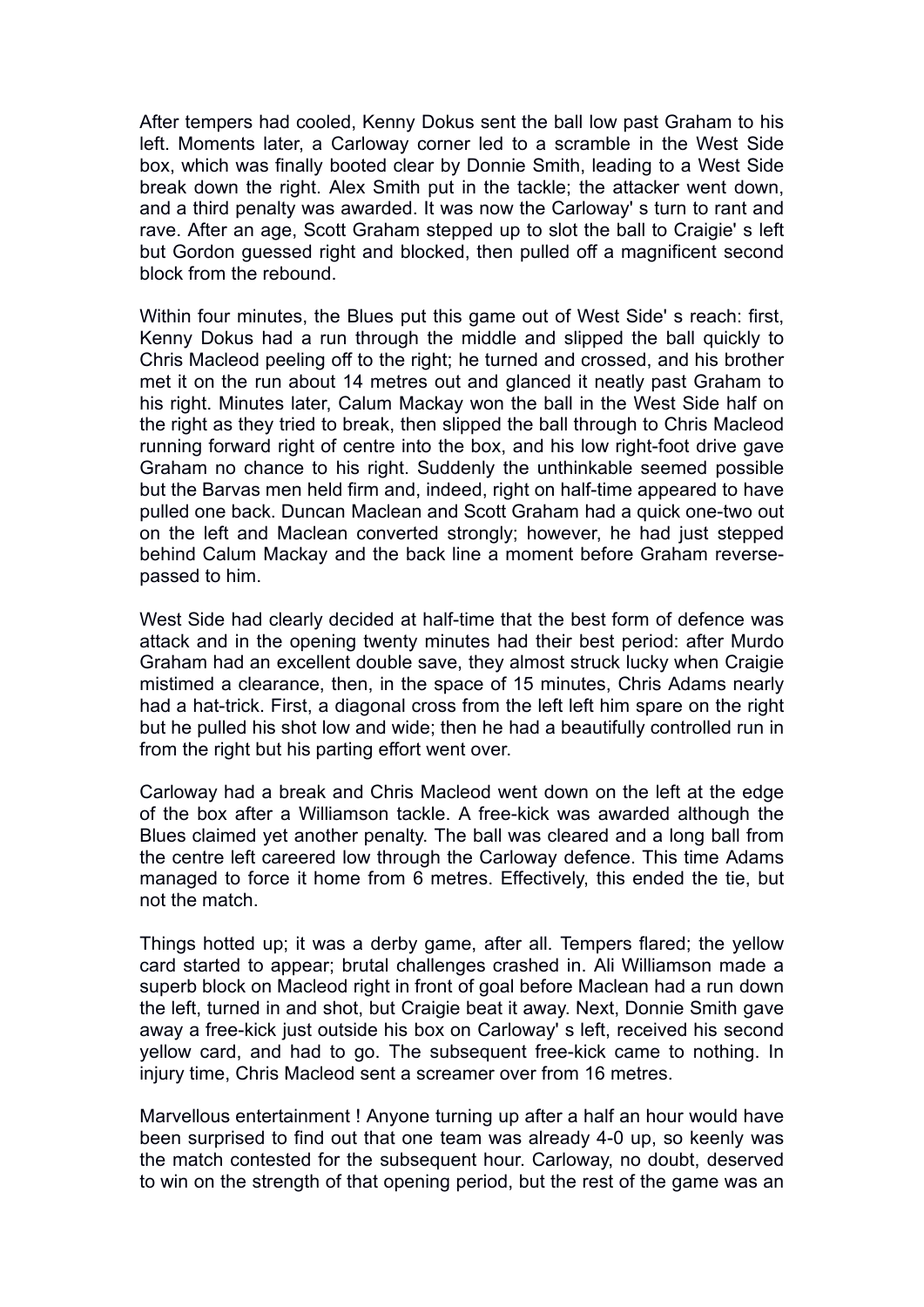After tempers had cooled, Kenny Dokus sent the ball low past Graham to his left. Moments later, a Carloway corner led to a scramble in the West Side box, which was finally booted clear by Donnie Smith, leading to a West Side break down the right. Alex Smith put in the tackle; the attacker went down, and a third penalty was awarded. It was now the Carloway' s turn to rant and rave. After an age, Scott Graham stepped up to slot the ball to Craigie' s left but Gordon guessed right and blocked, then pulled off a magnificent second block from the rebound.

Within four minutes, the Blues put this game out of West Side' s reach: first, Kenny Dokus had a run through the middle and slipped the ball quickly to Chris Macleod peeling off to the right; he turned and crossed, and his brother met it on the run about 14 metres out and glanced it neatly past Graham to his right. Minutes later, Calum Mackay won the ball in the West Side half on the right as they tried to break, then slipped the ball through to Chris Macleod running forward right of centre into the box, and his low right-foot drive gave Graham no chance to his right. Suddenly the unthinkable seemed possible but the Barvas men held firm and, indeed, right on half-time appeared to have pulled one back. Duncan Maclean and Scott Graham had a quick one-two out on the left and Maclean converted strongly; however, he had just stepped behind Calum Mackay and the back line a moment before Graham reverse-passed to him.

West Side had clearly decided at half-time that the best form of defence was attack and in the opening twenty minutes had their best period: after Murdo Graham had an excellent double save, they almost struck lucky when Craigie mistimed a clearance, then, in the space of 15 minutes, Chris Adams nearly had a hat-trick. First, a diagonal cross from the left left him spare on the right but he pulled his shot low and wide; then he had a beautifully controlled run in from the right but his parting effort went over.

Carloway had a break and Chris Macleod went down on the left at the edge of the box after a Williamson tackle. A free-kick was awarded although the Blues claimed yet another penalty. The ball was cleared and a long ball from the centre left careered low through the Carloway defence. This time Adams managed to force it home from 6 metres. Effectively, this ended the tie, but not the match.

Things hotted up; it was a derby game, after all. Tempers flared; the yellow card started to appear; brutal challenges crashed in. Ali Williamson made a superb block on Macleod right in front of goal before Maclean had a run down the left, turned in and shot, but Craigie beat it away. Next, Donnie Smith gave away a free-kick just outside his box on Carloway' s left, received his second yellow card, and had to go. The subsequent free-kick came to nothing. In injury time, Chris Macleod sent a screamer over from 16 metres.

Marvellous entertainment ! Anyone turning up after a half an hour would have been surprised to find out that one team was already 4-0 up, so keenly was the match contested for the subsequent hour. Carloway, no doubt, deserved to win on the strength of that opening period, but the rest of the game was an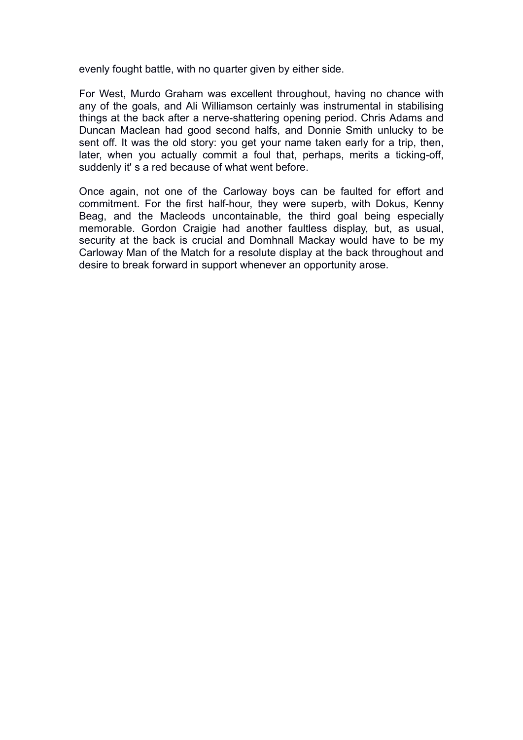evenly fought battle, with no quarter given by either side.

For West, Murdo Graham was excellent throughout, having no chance with any of the goals, and Ali Williamson certainly was instrumental in stabilising things at the back after a nerve-shattering opening period. Chris Adams and Duncan Maclean had good second halfs, and Donnie Smith unlucky to be sent off. It was the old story: you get your name taken early for a trip, then, later, when you actually commit a foul that, perhaps, merits a ticking-off, suddenly it' s a red because of what went before.

Once again, not one of the Carloway boys can be faulted for effort and commitment. For the first half-hour, they were superb, with Dokus, Kenny Beag, and the Macleods uncontainable, the third goal being especially memorable. Gordon Craigie had another faultless display, but, as usual, security at the back is crucial and Domhnall Mackay would have to be my Carloway Man of the Match for a resolute display at the back throughout and desire to break forward in support whenever an opportunity arose.